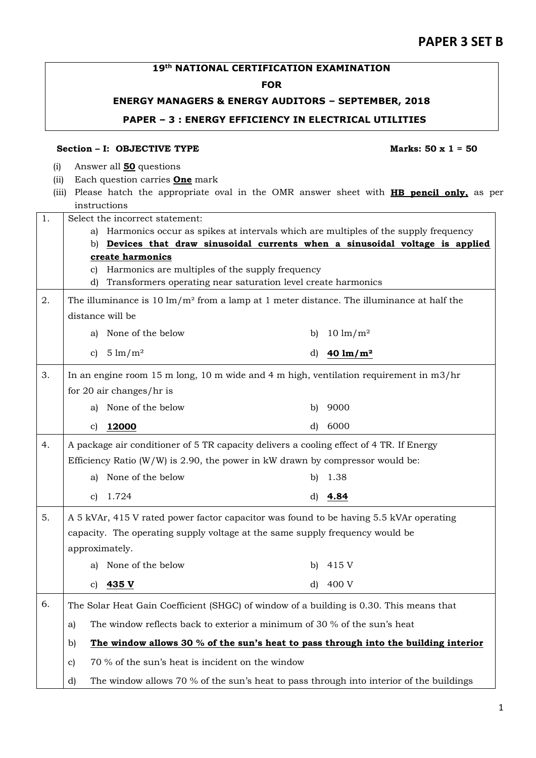**PAPER 3 SET B**

### 19th NATIONAL CERTIFICATION EXAMINATION

### FOR

### ENERGY MANAGERS & ENERGY AUDITORS – SEPTEMBER, 2018

### PAPER – 3 : ENERGY EFFICIENCY IN ELECTRICAL UTILITIES

**Section – I: OBJECTIVE TYPE** **Marks: 50 x 1 = 50**

(i) Answer all **50** questions

(ii) Each question carries **One** mark

(iii) Please hatch the appropriate oval in the OMR answer sheet with **HB pencil only,** as per instructions

1. Select the incorrect statement:
   a) Harmonics occur as spikes at intervals which are multiples of the supply frequency
   b) **Devices that draw sinusoidal currents when a sinusoidal voltage is applied create harmonics**
   c) Harmonics are multiples of the supply frequency
   d) Transformers operating near saturation level create harmonics

2. The illuminance is 10 lm/m² from a lamp at 1 meter distance. The illuminance at half the distance will be

   a) None of the below &nbsp;&nbsp;&nbsp; b) 10 lm/m²
   c) 5 lm/m² &nbsp;&nbsp;&nbsp; d) **40 lm/m²**

3. In an engine room 15 m long, 10 m wide and 4 m high, ventilation requirement in m3/hr for 20 air changes/hr is

   a) None of the below &nbsp;&nbsp;&nbsp; b) 9000
   c) **12000** &nbsp;&nbsp;&nbsp; d) 6000

4. A package air conditioner of 5 TR capacity delivers a cooling effect of 4 TR. If Energy Efficiency Ratio (W/W) is 2.90, the power in kW drawn by compressor would be:

   a) None of the below &nbsp;&nbsp;&nbsp; b) 1.38
   c) 1.724 &nbsp;&nbsp;&nbsp; d) **4.84**

5. A 5 kVAr, 415 V rated power factor capacitor was found to be having 5.5 kVAr operating capacity. The operating supply voltage at the same supply frequency would be approximately.

   a) None of the below &nbsp;&nbsp;&nbsp; b) 415 V
   c) **435 V** &nbsp;&nbsp;&nbsp; d) 400 V

6. The Solar Heat Gain Coefficient (SHGC) of window of a building is 0.30. This means that

   a) The window reflects back to exterior a minimum of 30 % of the sun's heat
   b) **The window allows 30 % of the sun's heat to pass through into the building interior**
   c) 70 % of the sun's heat is incident on the window
   d) The window allows 70 % of the sun's heat to pass through into interior of the buildings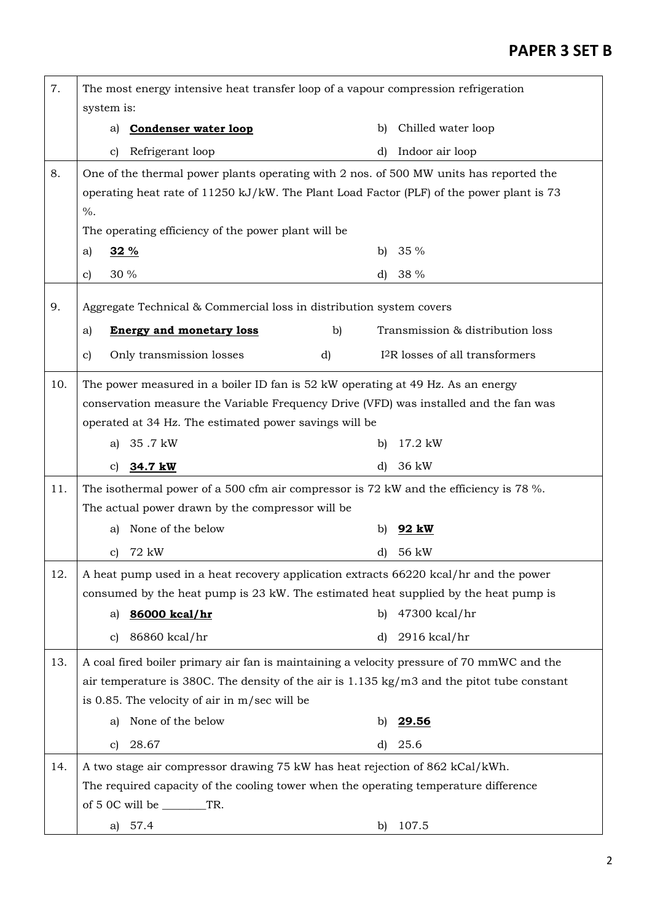| | |
|---|---|
| 7. | The most energy intensive heat transfer loop of a vapour compression refrigeration system is:<br>a) **Condenser water loop** &nbsp;&nbsp;&nbsp; b) Chilled water loop<br>c) Refrigerant loop &nbsp;&nbsp;&nbsp; d) Indoor air loop |
| 8. | One of the thermal power plants operating with 2 nos. of 500 MW units has reported the operating heat rate of 11250 kJ/kW. The Plant Load Factor (PLF) of the power plant is 73 %.<br>The operating efficiency of the power plant will be<br>a) **32 %** &nbsp;&nbsp;&nbsp; b) 35 %<br>c) 30 % &nbsp;&nbsp;&nbsp; d) 38 % |
| 9. | Aggregate Technical & Commercial loss in distribution system covers<br>a) **Energy and monetary loss** &nbsp;&nbsp;&nbsp; b) Transmission & distribution loss<br>c) Only transmission losses &nbsp;&nbsp;&nbsp; d) $I^2R$ losses of all transformers |
| 10. | The power measured in a boiler ID fan is 52 kW operating at 49 Hz. As an energy conservation measure the Variable Frequency Drive (VFD) was installed and the fan was operated at 34 Hz. The estimated power savings will be<br>a) 35 .7 kW &nbsp;&nbsp;&nbsp; b) 17.2 kW<br>c) **34.7 kW** &nbsp;&nbsp;&nbsp; d) 36 kW |
| 11. | The isothermal power of a 500 cfm air compressor is 72 kW and the efficiency is 78 %. The actual power drawn by the compressor will be<br>a) None of the below &nbsp;&nbsp;&nbsp; b) **92 kW**<br>c) 72 kW &nbsp;&nbsp;&nbsp; d) 56 kW |
| 12. | A heat pump used in a heat recovery application extracts 66220 kcal/hr and the power consumed by the heat pump is 23 kW. The estimated heat supplied by the heat pump is<br>a) **86000 kcal/hr** &nbsp;&nbsp;&nbsp; b) 47300 kcal/hr<br>c) 86860 kcal/hr &nbsp;&nbsp;&nbsp; d) 2916 kcal/hr |
| 13. | A coal fired boiler primary air fan is maintaining a velocity pressure of 70 mmWC and the air temperature is 380C. The density of the air is 1.135 kg/m3 and the pitot tube constant is 0.85. The velocity of air in m/sec will be<br>a) None of the below &nbsp;&nbsp;&nbsp; b) **29.56**<br>c) 28.67 &nbsp;&nbsp;&nbsp; d) 25.6 |
| 14. | A two stage air compressor drawing 75 kW has heat rejection of 862 kCal/kWh.<br>The required capacity of the cooling tower when the operating temperature difference of 5 0C will be ________TR.<br>a) 57.4 &nbsp;&nbsp;&nbsp; b) 107.5 |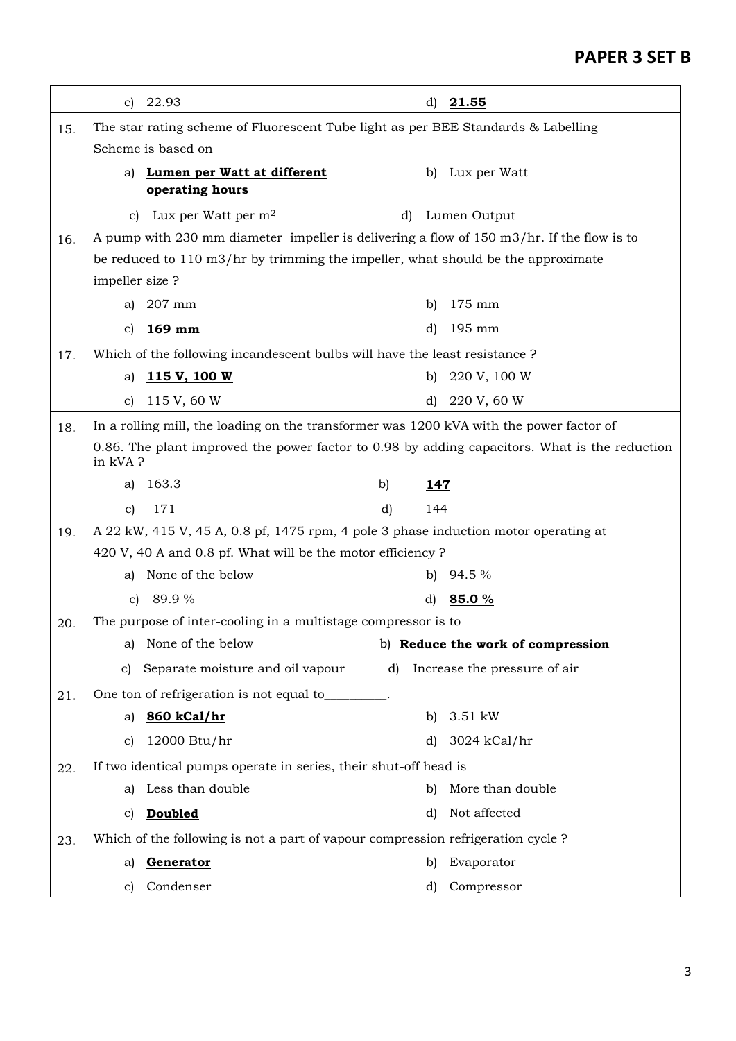| | | |
|---|---|---|
| | c) 22.93 | d) **<u>21.55</u>** |
| 15. | The star rating scheme of Fluorescent Tube light as per BEE Standards & Labelling Scheme is based on | |
| | a) **<u>Lumen per Watt at different operating hours</u>** | b) Lux per Watt |
| | c) Lux per Watt per $m^2$ | d) Lumen Output |
| 16. | A pump with 230 mm diameter impeller is delivering a flow of 150 m3/hr. If the flow is to be reduced to 110 m3/hr by trimming the impeller, what should be the approximate impeller size ? | |
| | a) 207 mm | b) 175 mm |
| | c) **<u>169 mm</u>** | d) 195 mm |
| 17. | Which of the following incandescent bulbs will have the least resistance ? | |
| | a) **<u>115 V, 100 W</u>** | b) 220 V, 100 W |
| | c) 115 V, 60 W | d) 220 V, 60 W |
| 18. | In a rolling mill, the loading on the transformer was 1200 kVA with the power factor of 0.86. The plant improved the power factor to 0.98 by adding capacitors. What is the reduction in kVA ? | |
| | a) 163.3 | b) **<u>147</u>** |
| | c) 171 | d) 144 |
| 19. | A 22 kW, 415 V, 45 A, 0.8 pf, 1475 rpm, 4 pole 3 phase induction motor operating at 420 V, 40 A and 0.8 pf. What will be the motor efficiency ? | |
| | a) None of the below | b) 94.5 % |
| | c) 89.9 % | d) **<u>85.0 %</u>** |
| 20. | The purpose of inter-cooling in a multistage compressor is to | |
| | a) None of the below | b) **<u>Reduce the work of compression</u>** |
| | c) Separate moisture and oil vapour | d) Increase the pressure of air |
| 21. | One ton of refrigeration is not equal to__________. | |
| | a) **<u>860 kCal/hr</u>** | b) 3.51 kW |
| | c) 12000 Btu/hr | d) 3024 kCal/hr |
| 22. | If two identical pumps operate in series, their shut-off head is | |
| | a) Less than double | b) More than double |
| | c) **<u>Doubled</u>** | d) Not affected |
| 23. | Which of the following is not a part of vapour compression refrigeration cycle ? | |
| | a) **<u>Generator</u>** | b) Evaporator |
| | c) Condenser | d) Compressor |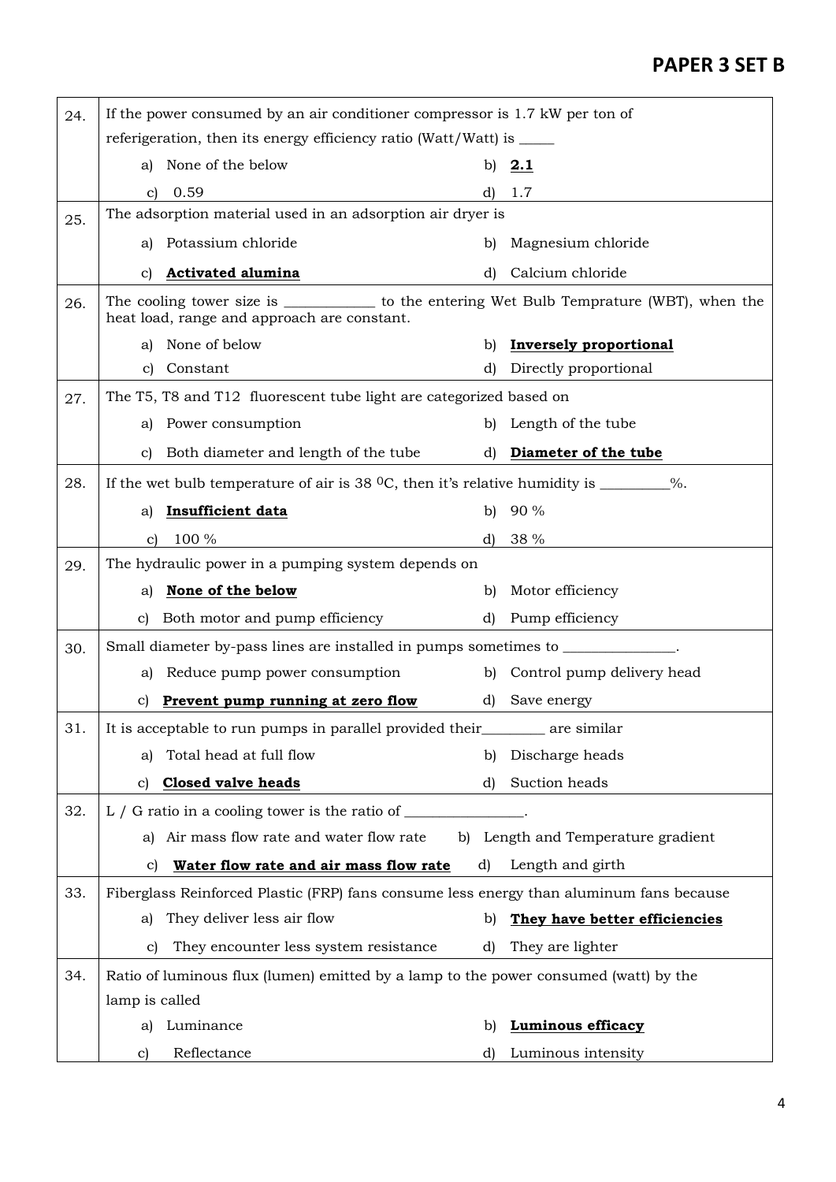| | |
|---|---|
| 24. | If the power consumed by an air conditioner compressor is 1.7 kW per ton of referigeration, then its energy efficiency ratio (Watt/Watt) is _____<br>a) None of the below &nbsp;&nbsp;&nbsp; b) **2.1**<br>c) 0.59 &nbsp;&nbsp;&nbsp; d) 1.7 |
| 25. | The adsorption material used in an adsorption air dryer is<br>a) Potassium chloride &nbsp;&nbsp;&nbsp; b) Magnesium chloride<br>c) **Activated alumina** &nbsp;&nbsp;&nbsp; d) Calcium chloride |
| 26. | The cooling tower size is ____________ to the entering Wet Bulb Temprature (WBT), when the heat load, range and approach are constant.<br>a) None of below &nbsp;&nbsp;&nbsp; b) **Inversely proportional**<br>c) Constant &nbsp;&nbsp;&nbsp; d) Directly proportional |
| 27. | The T5, T8 and T12 fluorescent tube light are categorized based on<br>a) Power consumption &nbsp;&nbsp;&nbsp; b) Length of the tube<br>c) Both diameter and length of the tube &nbsp;&nbsp;&nbsp; d) **Diameter of the tube** |
| 28. | If the wet bulb temperature of air is 38 $^0$C, then it's relative humidity is _________%.<br>a) **Insufficient data** &nbsp;&nbsp;&nbsp; b) 90 %<br>c) 100 % &nbsp;&nbsp;&nbsp; d) 38 % |
| 29. | The hydraulic power in a pumping system depends on<br>a) **None of the below** &nbsp;&nbsp;&nbsp; b) Motor efficiency<br>c) Both motor and pump efficiency &nbsp;&nbsp;&nbsp; d) Pump efficiency |
| 30. | Small diameter by-pass lines are installed in pumps sometimes to _______________.<br>a) Reduce pump power consumption &nbsp;&nbsp;&nbsp; b) Control pump delivery head<br>c) **Prevent pump running at zero flow** &nbsp;&nbsp;&nbsp; d) Save energy |
| 31. | It is acceptable to run pumps in parallel provided their________ are similar<br>a) Total head at full flow &nbsp;&nbsp;&nbsp; b) Discharge heads<br>c) **Closed valve heads** &nbsp;&nbsp;&nbsp; d) Suction heads |
| 32. | L / G ratio in a cooling tower is the ratio of ________________.<br>a) Air mass flow rate and water flow rate &nbsp;&nbsp;&nbsp; b) Length and Temperature gradient<br>c) **Water flow rate and air mass flow rate** &nbsp;&nbsp;&nbsp; d) Length and girth |
| 33. | Fiberglass Reinforced Plastic (FRP) fans consume less energy than aluminum fans because<br>a) They deliver less air flow &nbsp;&nbsp;&nbsp; b) **They have better efficiencies**<br>c) They encounter less system resistance &nbsp;&nbsp;&nbsp; d) They are lighter |
| 34. | Ratio of luminous flux (lumen) emitted by a lamp to the power consumed (watt) by the lamp is called<br>a) Luminance &nbsp;&nbsp;&nbsp; b) **Luminous efficacy**<br>c) Reflectance &nbsp;&nbsp;&nbsp; d) Luminous intensity |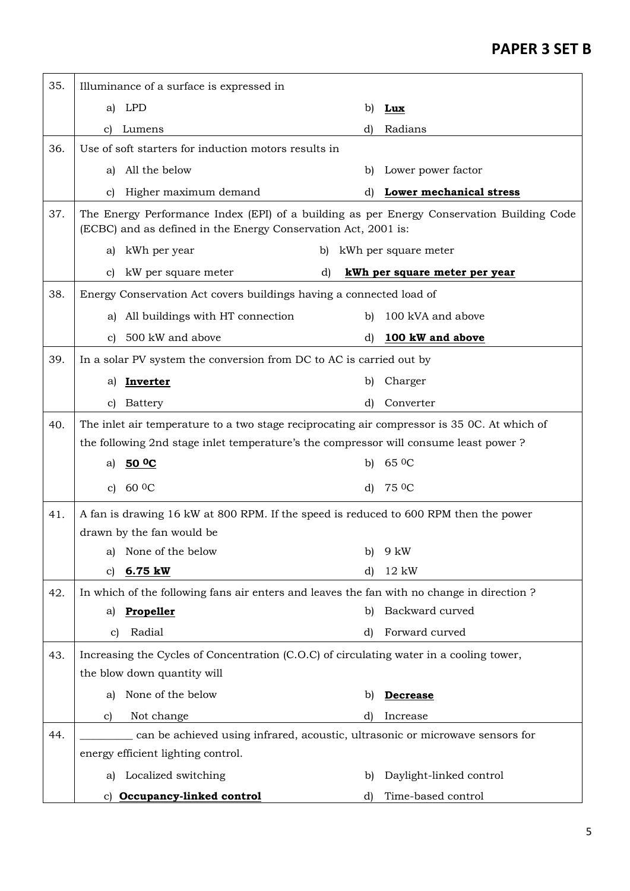| | |
|---|---|
| 35. | Illuminance of a surface is expressed in |
| | a) LPD &nbsp;&nbsp;&nbsp;&nbsp; b) **Lux** |
| | c) Lumens &nbsp;&nbsp;&nbsp;&nbsp; d) Radians |
| 36. | Use of soft starters for induction motors results in |
| | a) All the below &nbsp;&nbsp;&nbsp;&nbsp; b) Lower power factor |
| | c) Higher maximum demand &nbsp;&nbsp;&nbsp;&nbsp; d) **Lower mechanical stress** |
| 37. | The Energy Performance Index (EPI) of a building as per Energy Conservation Building Code (ECBC) and as defined in the Energy Conservation Act, 2001 is: |
| | a) kWh per year &nbsp;&nbsp;&nbsp;&nbsp; b) kWh per square meter |
| | c) kW per square meter &nbsp;&nbsp;&nbsp;&nbsp; d) **kWh per square meter per year** |
| 38. | Energy Conservation Act covers buildings having a connected load of |
| | a) All buildings with HT connection &nbsp;&nbsp;&nbsp;&nbsp; b) 100 kVA and above |
| | c) 500 kW and above &nbsp;&nbsp;&nbsp;&nbsp; d) **100 kW and above** |
| 39. | In a solar PV system the conversion from DC to AC is carried out by |
| | a) **Inverter** &nbsp;&nbsp;&nbsp;&nbsp; b) Charger |
| | c) Battery &nbsp;&nbsp;&nbsp;&nbsp; d) Converter |
| 40. | The inlet air temperature to a two stage reciprocating air compressor is 35 0C. At which of the following 2nd stage inlet temperature's the compressor will consume least power ? |
| | a) **50 $^0$C** &nbsp;&nbsp;&nbsp;&nbsp; b) 65 $^0$C |
| | c) 60 $^0$C &nbsp;&nbsp;&nbsp;&nbsp; d) 75 $^0$C |
| 41. | A fan is drawing 16 kW at 800 RPM. If the speed is reduced to 600 RPM then the power drawn by the fan would be |
| | a) None of the below &nbsp;&nbsp;&nbsp;&nbsp; b) 9 kW |
| | c) **6.75 kW** &nbsp;&nbsp;&nbsp;&nbsp; d) 12 kW |
| 42. | In which of the following fans air enters and leaves the fan with no change in direction ? |
| | a) **Propeller** &nbsp;&nbsp;&nbsp;&nbsp; b) Backward curved |
| | c) Radial &nbsp;&nbsp;&nbsp;&nbsp; d) Forward curved |
| 43. | Increasing the Cycles of Concentration (C.O.C) of circulating water in a cooling tower, the blow down quantity will |
| | a) None of the below &nbsp;&nbsp;&nbsp;&nbsp; b) **Decrease** |
| | c) Not change &nbsp;&nbsp;&nbsp;&nbsp; d) Increase |
| 44. | _________ can be achieved using infrared, acoustic, ultrasonic or microwave sensors for energy efficient lighting control. |
| | a) Localized switching &nbsp;&nbsp;&nbsp;&nbsp; b) Daylight-linked control |
| | c) **Occupancy-linked control** &nbsp;&nbsp;&nbsp;&nbsp; d) Time-based control |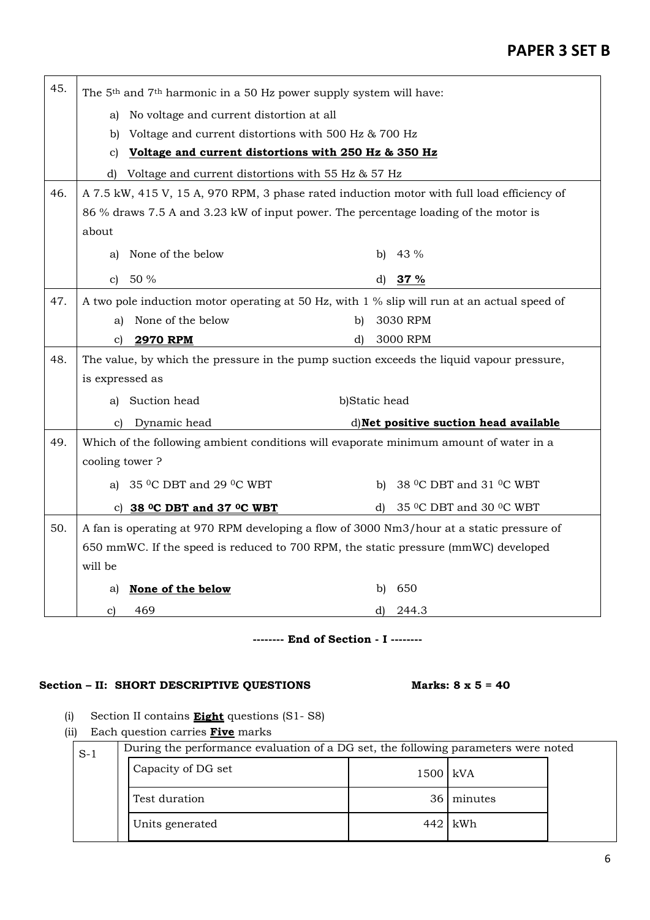| | |
|---|---|
| 45. | The 5th and 7th harmonic in a 50 Hz power supply system will have:<br>a) No voltage and current distortion at all<br>b) Voltage and current distortions with 500 Hz & 700 Hz<br>c) **Voltage and current distortions with 250 Hz & 350 Hz**<br>d) Voltage and current distortions with 55 Hz & 57 Hz |
| 46. | A 7.5 kW, 415 V, 15 A, 970 RPM, 3 phase rated induction motor with full load efficiency of 86 % draws 7.5 A and 3.23 kW of input power. The percentage loading of the motor is about<br>a) None of the below  b) 43 %<br>c) 50 %  d) **37 %** |
| 47. | A two pole induction motor operating at 50 Hz, with 1 % slip will run at an actual speed of<br>a) None of the below  b) 3030 RPM<br>c) **2970 RPM**  d) 3000 RPM |
| 48. | The value, by which the pressure in the pump suction exceeds the liquid vapour pressure, is expressed as<br>a) Suction head  b) Static head<br>c) Dynamic head  d) **Net positive suction head available** |
| 49. | Which of the following ambient conditions will evaporate minimum amount of water in a cooling tower ?<br>a) 35 $^0$C DBT and 29 $^0$C WBT  b) 38 $^0$C DBT and 31 $^0$C WBT<br>c) **38 $^0$C DBT and 37 $^0$C WBT**  d) 35 $^0$C DBT and 30 $^0$C WBT |
| 50. | A fan is operating at 970 RPM developing a flow of 3000 Nm3/hour at a static pressure of 650 mmWC. If the speed is reduced to 700 RPM, the static pressure (mmWC) developed will be<br>a) **None of the below**  b) 650<br>c) 469  d) 244.3 |

**-------- End of Section - I --------**

**Section – II: SHORT DESCRIPTIVE QUESTIONS  Marks: 8 x 5 = 40**

(i) Section II contains **Eight** questions (S1- S8)
(ii) Each question carries **Five** marks

**S-1** During the performance evaluation of a DG set, the following parameters were noted

| Parameter | Value | Unit |
|---|---|---|
| Capacity of DG set | 1500 | kVA |
| Test duration | 36 | minutes |
| Units generated | 442 | kWh |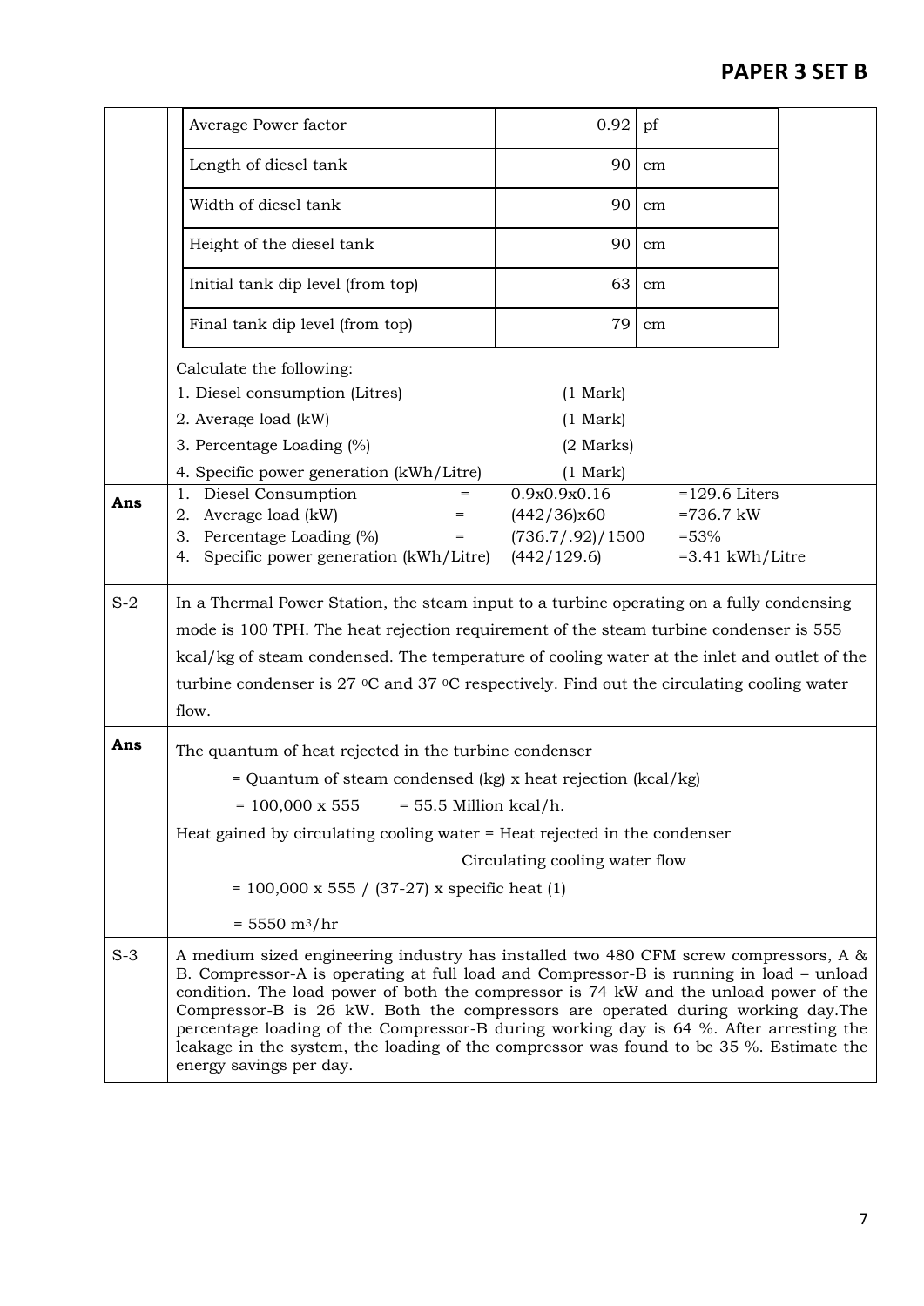| Parameter | Value | Unit |
|---|---|---|
| Average Power factor | 0.92 | pf |
| Length of diesel tank | 90 | cm |
| Width of diesel tank | 90 | cm |
| Height of the diesel tank | 90 | cm |
| Initial tank dip level (from top) | 63 | cm |
| Final tank dip level (from top) | 79 | cm |

Calculate the following:

1. Diesel consumption (Litres) (1 Mark)
2. Average load (kW) (1 Mark)
3. Percentage Loading (%) (2 Marks)
4. Specific power generation (kWh/Litre) (1 Mark)

**Ans**

| | | | |
|---|---|---|---|
| 1. Diesel Consumption | = | 0.9x0.9x0.16 | =129.6 Liters |
| 2. Average load (kW) | = | (442/36)x60 | =736.7 kW |
| 3. Percentage Loading (%) | = | (736.7/.92)/1500 | =53% |
| 4. Specific power generation (kWh/Litre) | | (442/129.6) | =3.41 kWh/Litre |

**S-2**

In a Thermal Power Station, the steam input to a turbine operating on a fully condensing mode is 100 TPH. The heat rejection requirement of the steam turbine condenser is 555 kcal/kg of steam condensed. The temperature of cooling water at the inlet and outlet of the turbine condenser is 27 $^0$C and 37 $^0$C respectively. Find out the circulating cooling water flow.

**Ans**

The quantum of heat rejected in the turbine condenser

= Quantum of steam condensed (kg) x heat rejection (kcal/kg)

= 100,000 x 555 = 55.5 Million kcal/h.

Heat gained by circulating cooling water = Heat rejected in the condenser

Circulating cooling water flow

= 100,000 x 555 / (37-27) x specific heat (1)

= 5550 $m^3$/hr

**S-3**

A medium sized engineering industry has installed two 480 CFM screw compressors, A & B. Compressor-A is operating at full load and Compressor-B is running in load – unload condition. The load power of both the compressor is 74 kW and the unload power of the Compressor-B is 26 kW. Both the compressors are operated during working day.The percentage loading of the Compressor-B during working day is 64 %. After arresting the leakage in the system, the loading of the compressor was found to be 35 %. Estimate the energy savings per day.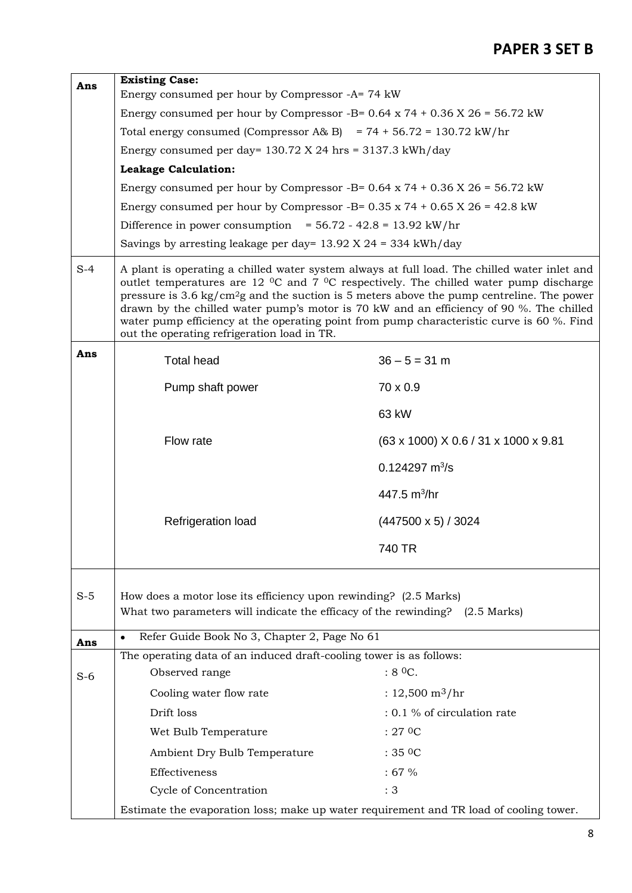| | |
|---|---|
| **Ans** | **Existing Case:**<br>Energy consumed per hour by Compressor -A= 74 kW<br>Energy consumed per hour by Compressor -B= 0.64 x 74 + 0.36 X 26 = 56.72 kW<br>Total energy consumed (Compressor A& B) = 74 + 56.72 = 130.72 kW/hr<br>Energy consumed per day= 130.72 X 24 hrs = 3137.3 kWh/day<br>**Leakage Calculation:**<br>Energy consumed per hour by Compressor -B= 0.64 x 74 + 0.36 X 26 = 56.72 kW<br>Energy consumed per hour by Compressor -B= 0.35 x 74 + 0.65 X 26 = 42.8 kW<br>Difference in power consumption = 56.72 - 42.8 = 13.92 kW/hr<br>Savings by arresting leakage per day= 13.92 X 24 = 334 kWh/day |
| S-4 | A plant is operating a chilled water system always at full load. The chilled water inlet and outlet temperatures are 12 $^0$C and 7 $^0$C respectively. The chilled water pump discharge pressure is 3.6 kg/cm$^2$g and the suction is 5 meters above the pump centreline. The power drawn by the chilled water pump's motor is 70 kW and an efficiency of 90 %. The chilled water pump efficiency at the operating point from pump characteristic curve is 60 %. Find out the operating refrigeration load in TR. |
| **Ans** | Total head: 36 – 5 = 31 m<br>Pump shaft power: 70 x 0.9<br>63 kW<br>Flow rate: (63 x 1000) X 0.6 / 31 x 1000 x 9.81<br>0.124297 m$^3$/s<br>447.5 m$^3$/hr<br>Refrigeration load: (447500 x 5) / 3024<br>740 TR |
| S-5 | How does a motor lose its efficiency upon rewinding? (2.5 Marks)<br>What two parameters will indicate the efficacy of the rewinding? (2.5 Marks) |
| **Ans** | • Refer Guide Book No 3, Chapter 2, Page No 61 |
| S-6 | The operating data of an induced draft-cooling tower is as follows:<br>Observed range : 8 $^0$C.<br>Cooling water flow rate : 12,500 m$^3$/hr<br>Drift loss : 0.1 % of circulation rate<br>Wet Bulb Temperature : 27 $^0$C<br>Ambient Dry Bulb Temperature : 35 $^0$C<br>Effectiveness : 67 %<br>Cycle of Concentration : 3<br>Estimate the evaporation loss; make up water requirement and TR load of cooling tower. |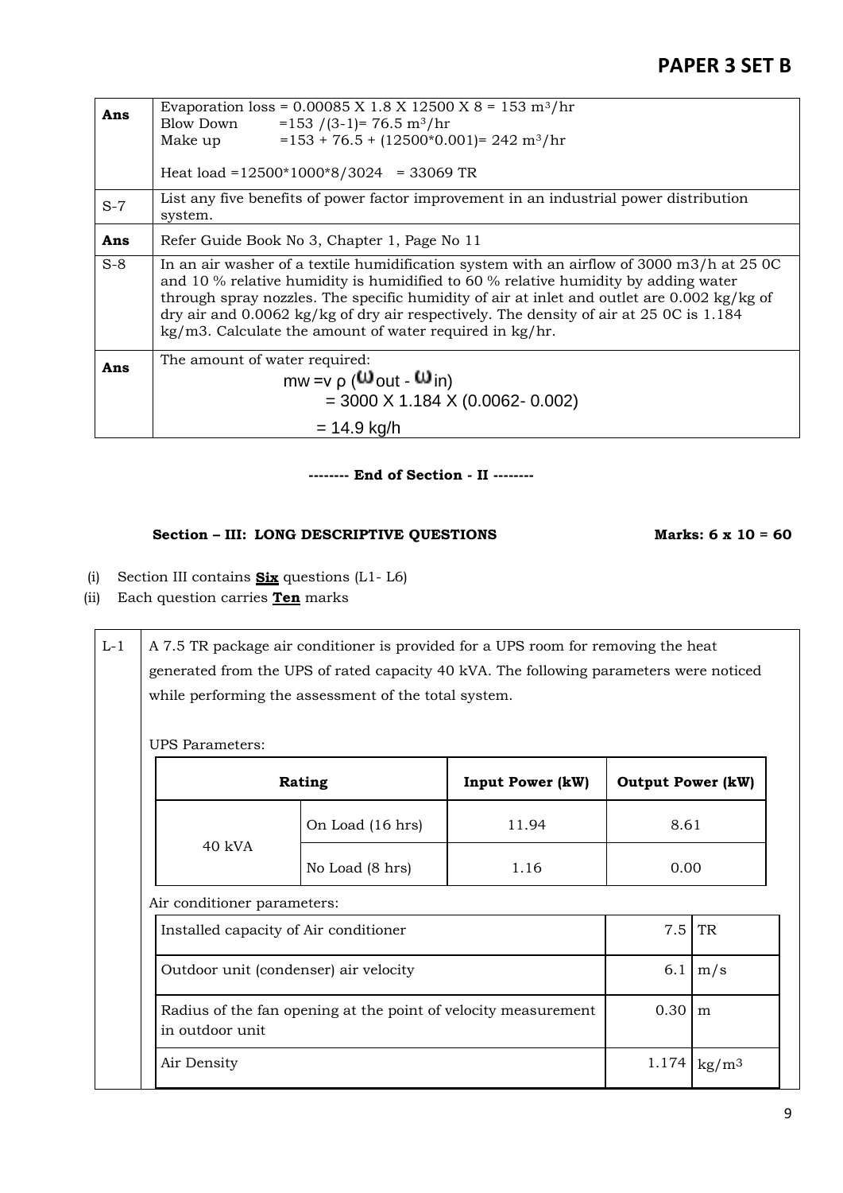| | |
|---|---|
| **Ans** | Evaporation loss = 0.00085 X 1.8 X 12500 X 8 = 153 $m^3$/hr<br>Blow Down =153 /(3-1)= 76.5 $m^3$/hr<br>Make up =153 + 76.5 + (12500*0.001)= 242 $m^3$/hr<br><br>Heat load =12500*1000*8/3024 = 33069 TR |
| S-7 | List any five benefits of power factor improvement in an industrial power distribution system. |
| **Ans** | Refer Guide Book No 3, Chapter 1, Page No 11 |
| S-8 | In an air washer of a textile humidification system with an airflow of 3000 m3/h at 25 0C and 10 % relative humidity is humidified to 60 % relative humidity by adding water through spray nozzles. The specific humidity of air at inlet and outlet are 0.002 kg/kg of dry air and 0.0062 kg/kg of dry air respectively. The density of air at 25 0C is 1.184 kg/m3. Calculate the amount of water required in kg/hr. |
| **Ans** | The amount of water required:<br>$m_w = v\, \rho\, (\omega_{out} - \omega_{in})$<br>= 3000 X 1.184 X (0.0062- 0.002)<br>= 14.9 kg/h |

**-------- End of Section - II --------**

**Section – III: LONG DESCRIPTIVE QUESTIONS** **Marks: 6 x 10 = 60**

(i) Section III contains **Six** questions (L1- L6)

(ii) Each question carries **Ten** marks

L-1 A 7.5 TR package air conditioner is provided for a UPS room for removing the heat generated from the UPS of rated capacity 40 kVA. The following parameters were noticed while performing the assessment of the total system.

UPS Parameters:

| Rating | | Input Power (kW) | Output Power (kW) |
|---|---|---|---|
| 40 kVA | On Load (16 hrs) | 11.94 | 8.61 |
| | No Load (8 hrs) | 1.16 | 0.00 |

Air conditioner parameters:

| Parameter | Value | Unit |
|---|---|---|
| Installed capacity of Air conditioner | 7.5 | TR |
| Outdoor unit (condenser) air velocity | 6.1 | m/s |
| Radius of the fan opening at the point of velocity measurement in outdoor unit | 0.30 | m |
| Air Density | 1.174 | kg/$m^3$ |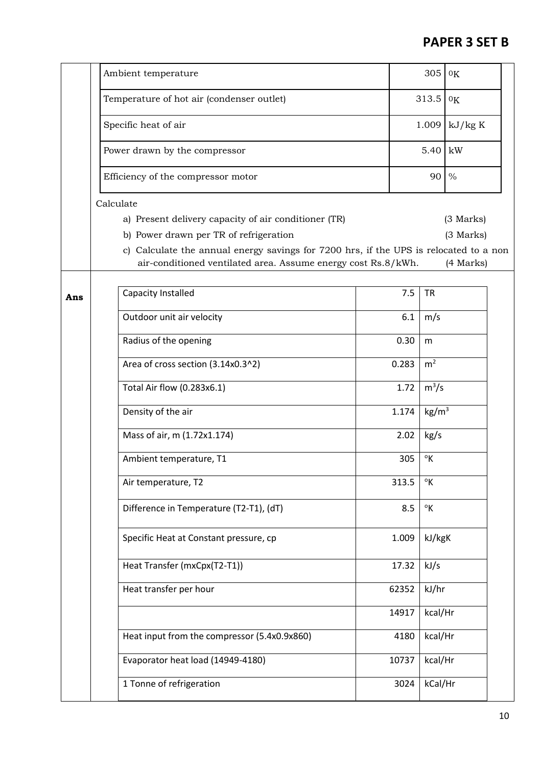| | | |
|---|---|---|
| Ambient temperature | 305 | $^0$K |
| Temperature of hot air (condenser outlet) | 313.5 | $^0$K |
| Specific heat of air | 1.009 | kJ/kg K |
| Power drawn by the compressor | 5.40 | kW |
| Efficiency of the compressor motor | 90 | % |

Calculate

a) Present delivery capacity of air conditioner (TR) (3 Marks)

b) Power drawn per TR of refrigeration (3 Marks)

c) Calculate the annual energy savings for 7200 hrs, if the UPS is relocated to a non air-conditioned ventilated area. Assume energy cost Rs.8/kWh. (4 Marks)

**Ans**

| | | |
|---|---|---|
| Capacity Installed | 7.5 | TR |
| Outdoor unit air velocity | 6.1 | m/s |
| Radius of the opening | 0.30 | m |
| Area of cross section (3.14x0.3^2) | 0.283 | $m^2$ |
| Total Air flow (0.283x6.1) | 1.72 | $m^3/s$ |
| Density of the air | 1.174 | $kg/m^3$ |
| Mass of air, m (1.72x1.174) | 2.02 | kg/s |
| Ambient temperature, T1 | 305 | °K |
| Air temperature, T2 | 313.5 | °K |
| Difference in Temperature (T2-T1), (dT) | 8.5 | °K |
| Specific Heat at Constant pressure, cp | 1.009 | kJ/kgK |
| Heat Transfer (mxCpx(T2-T1)) | 17.32 | kJ/s |
| Heat transfer per hour | 62352 | kJ/hr |
| | 14917 | kcal/Hr |
| Heat input from the compressor (5.4x0.9x860) | 4180 | kcal/Hr |
| Evaporator heat load (14949-4180) | 10737 | kcal/Hr |
| 1 Tonne of refrigeration | 3024 | kCal/Hr |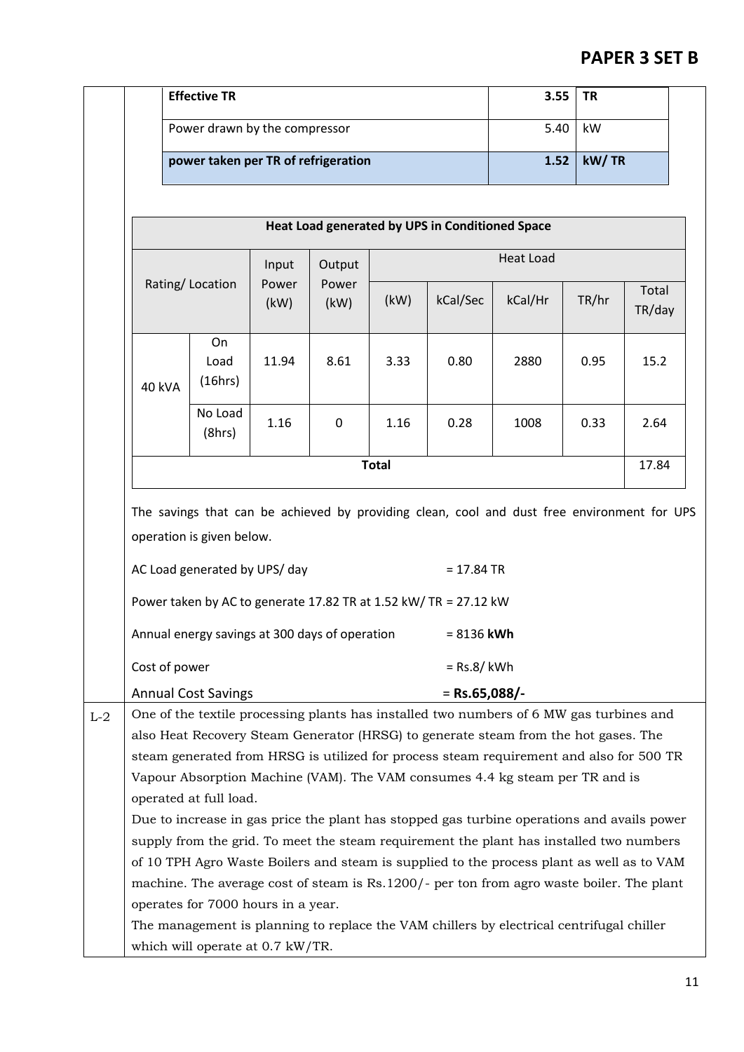| Effective TR | 3.55 | TR |
|---|---|---|
| Power drawn by the compressor | 5.40 | kW |
| **power taken per TR of refrigeration** | **1.52** | **kW/ TR** |

| **Heat Load generated by UPS in Conditioned Space** | | | | | | | | | |
|---|---|---|---|---|---|---|---|---|---|
| Rating/ Location | | Input Power (kW) | Output Power (kW) | Heat Load | | | | | |
| | | | | (kW) | kCal/Sec | kCal/Hr | TR/hr | Total TR/day |
| 40 kVA | On Load (16hrs) | 11.94 | 8.61 | 3.33 | 0.80 | 2880 | 0.95 | 15.2 |
| | No Load (8hrs) | 1.16 | 0 | 1.16 | 0.28 | 1008 | 0.33 | 2.64 |
| **Total** | | | | | | | | 17.84 |

The savings that can be achieved by providing clean, cool and dust free environment for UPS operation is given below.

AC Load generated by UPS/ day = 17.84 TR

Power taken by AC to generate 17.82 TR at 1.52 kW/ TR = 27.12 kW

Annual energy savings at 300 days of operation = 8136 **kWh**

Cost of power = Rs.8/ kWh

Annual Cost Savings = **Rs.65,088/-**

**L-2** One of the textile processing plants has installed two numbers of 6 MW gas turbines and also Heat Recovery Steam Generator (HRSG) to generate steam from the hot gases. The steam generated from HRSG is utilized for process steam requirement and also for 500 TR Vapour Absorption Machine (VAM). The VAM consumes 4.4 kg steam per TR and is operated at full load.

Due to increase in gas price the plant has stopped gas turbine operations and avails power supply from the grid. To meet the steam requirement the plant has installed two numbers of 10 TPH Agro Waste Boilers and steam is supplied to the process plant as well as to VAM machine. The average cost of steam is Rs.1200/- per ton from agro waste boiler. The plant operates for 7000 hours in a year.

The management is planning to replace the VAM chillers by electrical centrifugal chiller which will operate at 0.7 kW/TR.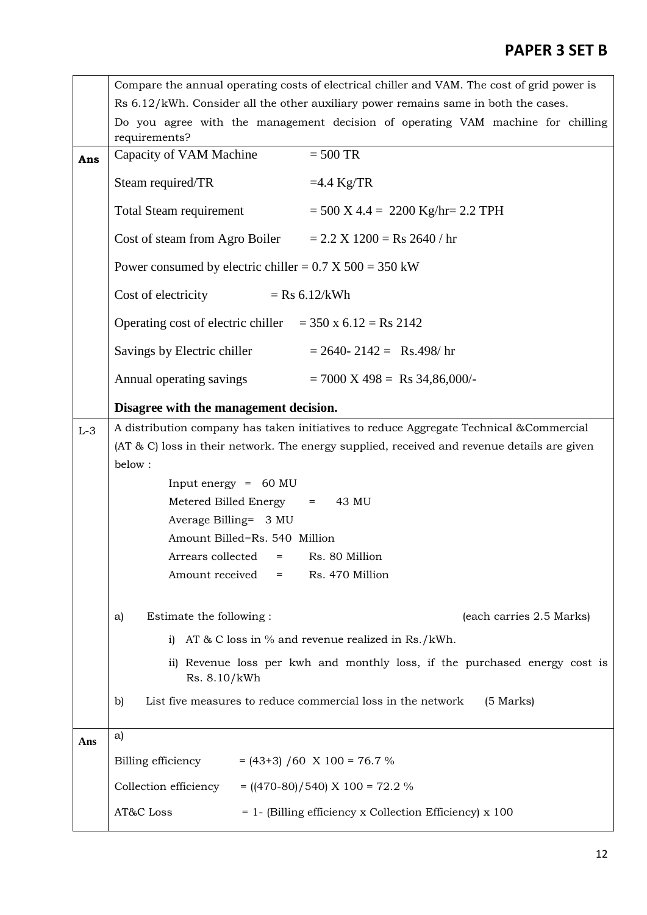Compare the annual operating costs of electrical chiller and VAM. The cost of grid power is Rs 6.12/kWh. Consider all the other auxiliary power remains same in both the cases.

Do you agree with the management decision of operating VAM machine for chilling requirements?

**Ans**

| | |
|---|---|
| Capacity of VAM Machine | = 500 TR |
| Steam required/TR | =4.4 Kg/TR |
| Total Steam requirement | = 500 X 4.4 = 2200 Kg/hr= 2.2 TPH |
| Cost of steam from Agro Boiler | = 2.2 X 1200 = Rs 2640 / hr |

Power consumed by electric chiller = 0.7 X 500 = 350 kW

| | |
|---|---|
| Cost of electricity | = Rs 6.12/kWh |
| Operating cost of electric chiller | = 350 x 6.12 = Rs 2142 |
| Savings by Electric chiller | = 2640- 2142 = Rs.498/ hr |
| Annual operating savings | = 7000 X 498 = Rs 34,86,000/- |

**Disagree with the management decision.**

**L-3** A distribution company has taken initiatives to reduce Aggregate Technical &Commercial (AT & C) loss in their network. The energy supplied, received and revenue details are given below :

Input energy = 60 MU
Metered Billed Energy = 43 MU
Average Billing= 3 MU
Amount Billed=Rs. 540 Million
Arrears collected = Rs. 80 Million
Amount received = Rs. 470 Million

a) Estimate the following : (each carries 2.5 Marks)

i) AT & C loss in % and revenue realized in Rs./kWh.

ii) Revenue loss per kwh and monthly loss, if the purchased energy cost is Rs. 8.10/kWh

b) List five measures to reduce commercial loss in the network (5 Marks)

**Ans**

a)

| | |
|---|---|
| Billing efficiency | = (43+3) /60 X 100 = 76.7 % |
| Collection efficiency | = ((470-80)/540) X 100 = 72.2 % |
| AT&C Loss | = 1- (Billing efficiency x Collection Efficiency) x 100 |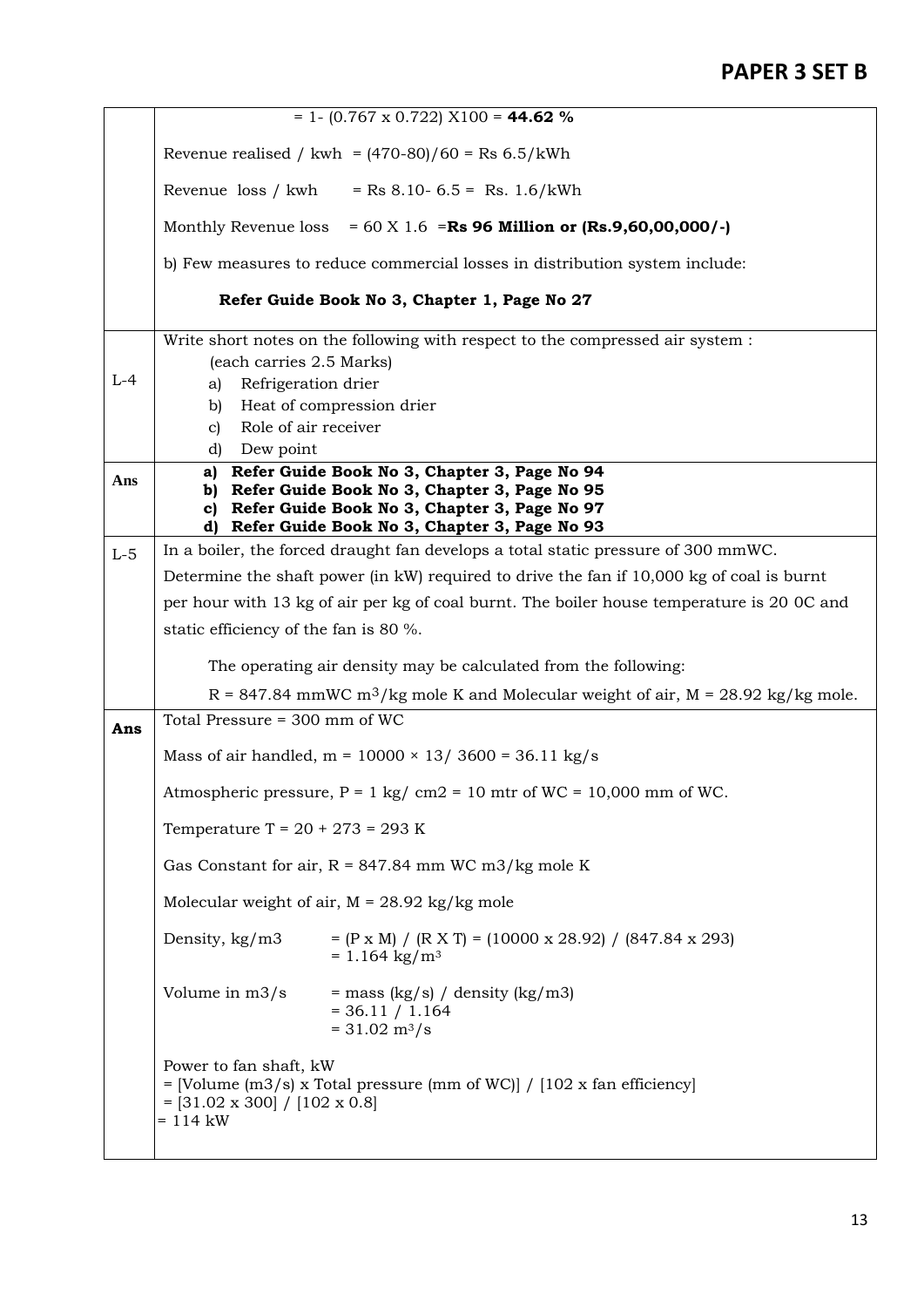| | |
|---|---|
| | $= 1- (0.767 \times 0.722) X100 =$ **44.62 %**<br><br>Revenue realised / kwh $= (470-80)/60 =$ Rs 6.5/kWh<br><br>Revenue loss / kwh = Rs 8.10- 6.5 = Rs. 1.6/kWh<br><br>Monthly Revenue loss = 60 X 1.6 =**Rs 96 Million or (Rs.9,60,00,000/-)**<br><br>b) Few measures to reduce commercial losses in distribution system include:<br><br>**Refer Guide Book No 3, Chapter 1, Page No 27** |
| L-4 | Write short notes on the following with respect to the compressed air system :<br>(each carries 2.5 Marks)<br>a) Refrigeration drier<br>b) Heat of compression drier<br>c) Role of air receiver<br>d) Dew point |
| **Ans** | **a) Refer Guide Book No 3, Chapter 3, Page No 94**<br>**b) Refer Guide Book No 3, Chapter 3, Page No 95**<br>**c) Refer Guide Book No 3, Chapter 3, Page No 97**<br>**d) Refer Guide Book No 3, Chapter 3, Page No 93** |
| L-5 | In a boiler, the forced draught fan develops a total static pressure of 300 mmWC. Determine the shaft power (in kW) required to drive the fan if 10,000 kg of coal is burnt per hour with 13 kg of air per kg of coal burnt. The boiler house temperature is 20 0C and static efficiency of the fan is 80 %.<br><br>The operating air density may be calculated from the following:<br><br>R = 847.84 mmWC $m^3$/kg mole K and Molecular weight of air, M = 28.92 kg/kg mole. |
| **Ans** | Total Pressure = 300 mm of WC<br><br>Mass of air handled, m $= 10000 \times 13/ 3600 = 36.11$ kg/s<br><br>Atmospheric pressure, P = 1 kg/ cm2 = 10 mtr of WC = 10,000 mm of WC.<br><br>Temperature T = 20 + 273 = 293 K<br><br>Gas Constant for air, R = 847.84 mm WC m3/kg mole K<br><br>Molecular weight of air, M = 28.92 kg/kg mole<br><br>Density, kg/m3 $= (P \times M) / (R \times T) = (10000 \times 28.92) / (847.84 \times 293)$<br>$= 1.164$ kg/$m^3$<br><br>Volume in m3/s = mass (kg/s) / density (kg/m3)<br>$= 36.11 / 1.164$<br>$= 31.02$ $m^3$/s<br><br>Power to fan shaft, kW<br>= [Volume (m3/s) x Total pressure (mm of WC)] / [102 x fan efficiency]<br>= [31.02 x 300] / [102 x 0.8]<br>= 114 kW |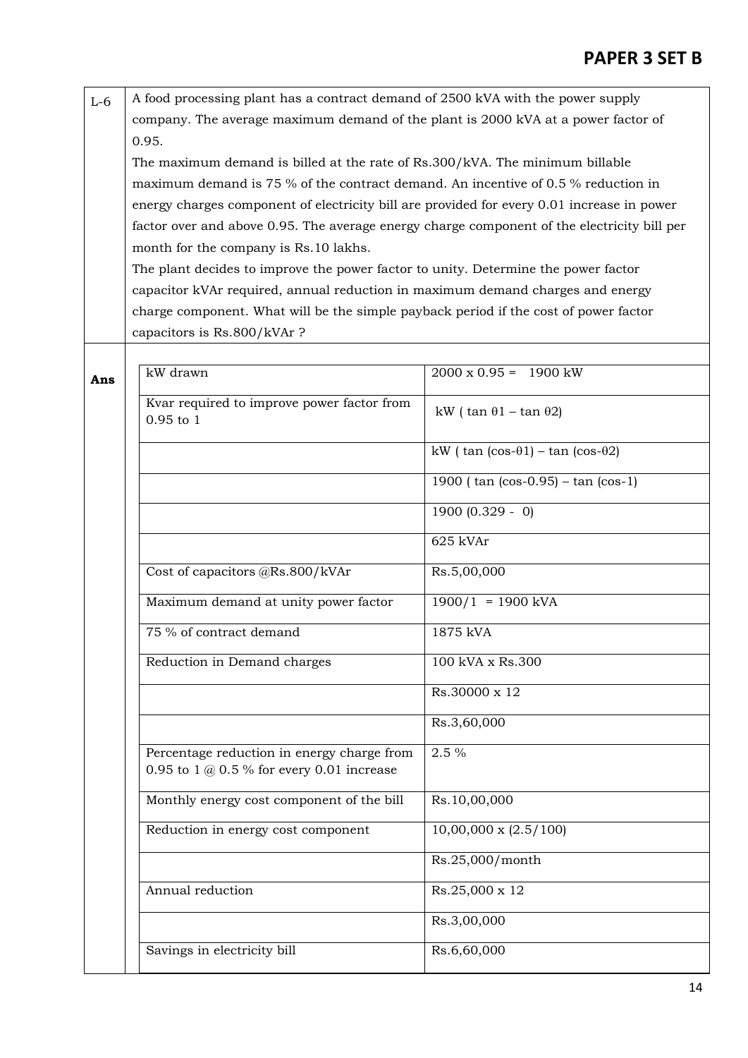## PAPER 3 SET B

**L-6** A food processing plant has a contract demand of 2500 kVA with the power supply company. The average maximum demand of the plant is 2000 kVA at a power factor of 0.95.

The maximum demand is billed at the rate of Rs.300/kVA. The minimum billable maximum demand is 75 % of the contract demand. An incentive of 0.5 % reduction in energy charges component of electricity bill are provided for every 0.01 increase in power factor over and above 0.95. The average energy charge component of the electricity bill per month for the company is Rs.10 lakhs.

The plant decides to improve the power factor to unity. Determine the power factor capacitor kVAr required, annual reduction in maximum demand charges and energy charge component. What will be the simple payback period if the cost of power factor capacitors is Rs.800/kVAr ?

**Ans**

| | |
|---|---|
| kW drawn | 2000 x 0.95 = 1900 kW |
| Kvar required to improve power factor from 0.95 to 1 | kW ( tan $\theta1$ – tan $\theta2$) |
| | kW ( tan (cos-$\theta1$) – tan (cos-$\theta2$) |
| | 1900 ( tan (cos-0.95) – tan (cos-1) |
| | 1900 (0.329 - 0) |
| | 625 kVAr |
| Cost of capacitors @Rs.800/kVAr | Rs.5,00,000 |
| Maximum demand at unity power factor | 1900/1 = 1900 kVA |
| 75 % of contract demand | 1875 kVA |
| Reduction in Demand charges | 100 kVA x Rs.300 |
| | Rs.30000 x 12 |
| | Rs.3,60,000 |
| Percentage reduction in energy charge from 0.95 to 1 @ 0.5 % for every 0.01 increase | 2.5 % |
| Monthly energy cost component of the bill | Rs.10,00,000 |
| Reduction in energy cost component | 10,00,000 x (2.5/100) |
| | Rs.25,000/month |
| Annual reduction | Rs.25,000 x 12 |
| | Rs.3,00,000 |
| Savings in electricity bill | Rs.6,60,000 |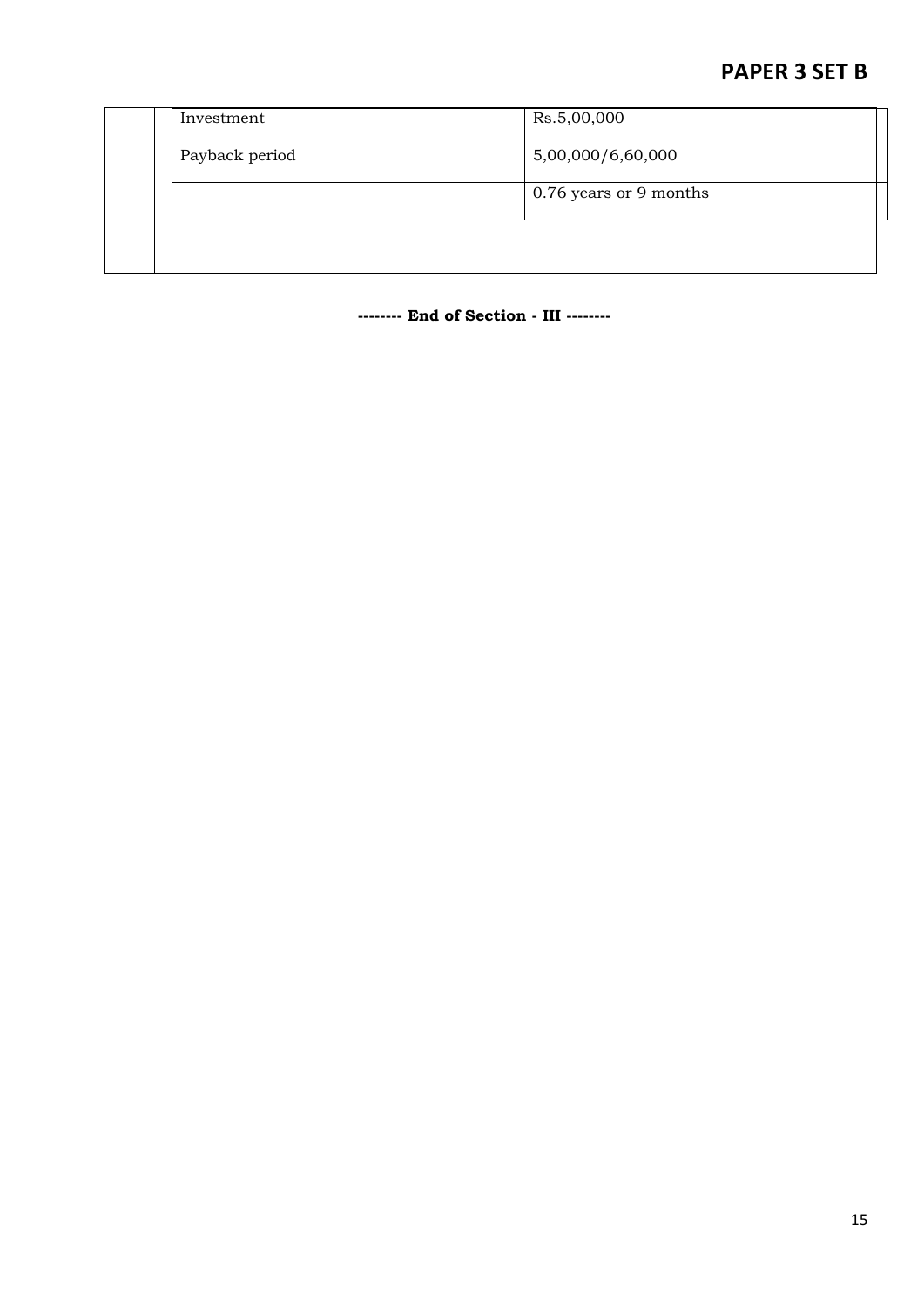| | |
|---|---|
| Investment | Rs.5,00,000 |
| Payback period | 5,00,000/6,60,000 |
| | 0.76 years or 9 months |

**-------- End of Section - III --------**